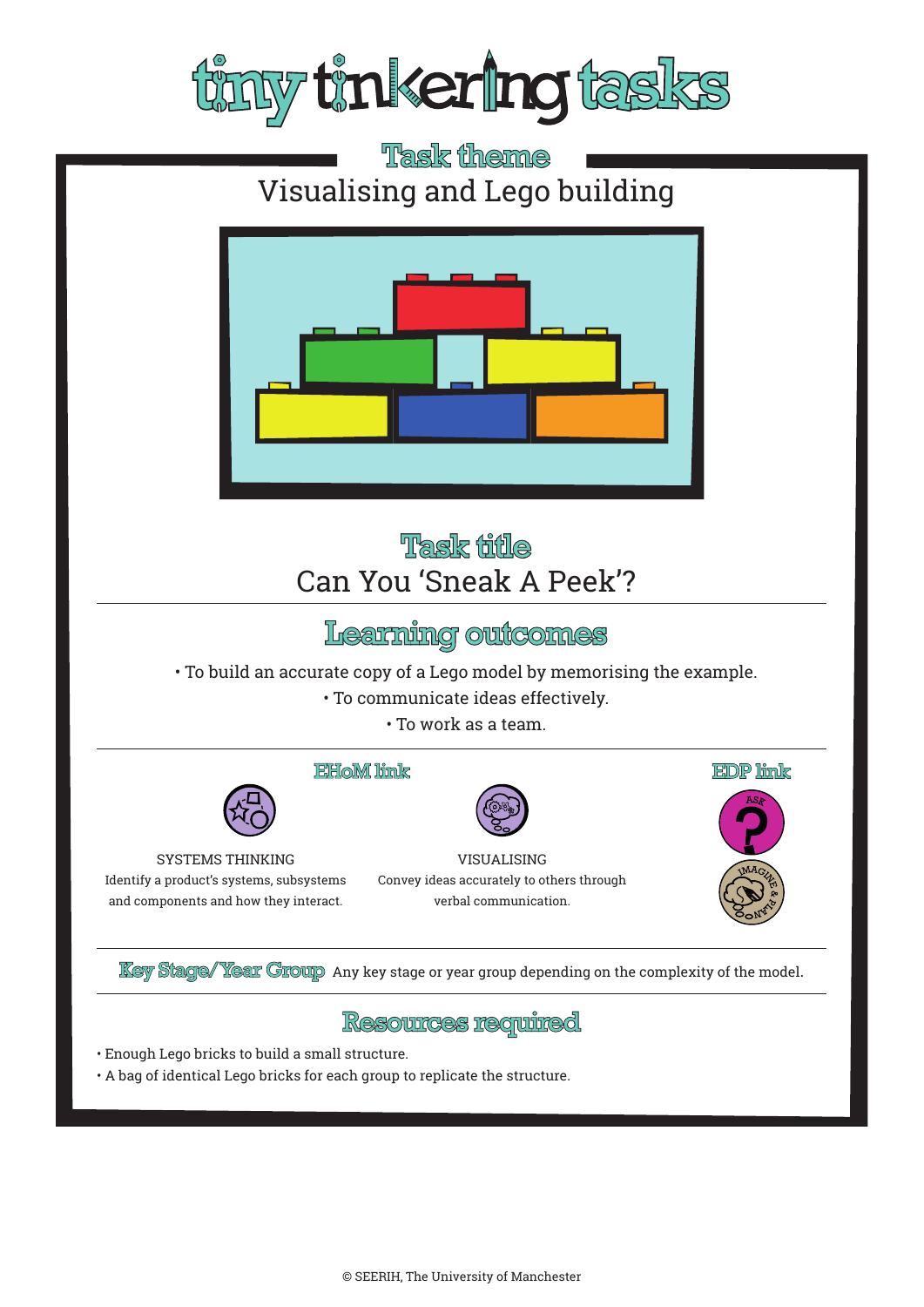# tiny tinkering tasks

## Task theme

Visualising and Lego building

## Task title

Can You 'Sneak A Peek'?

## Learning outcomes

- To build an accurate copy of a Lego model by memorising the example.
- To communicate ideas effectively.
- To work as a team.

### EHoM link

SYSTEMS THINKING
Identify a product's systems, subsystems and components and how they interact.

VISUALISING
Convey ideas accurately to others through verbal communication.

### EDP link

ASK

IMAGINE & PLAN

**Key Stage/Year Group** Any key stage or year group depending on the complexity of the model.

## Resources required

- Enough Lego bricks to build a small structure.
- A bag of identical Lego bricks for each group to replicate the structure.

© SEERIH, The University of Manchester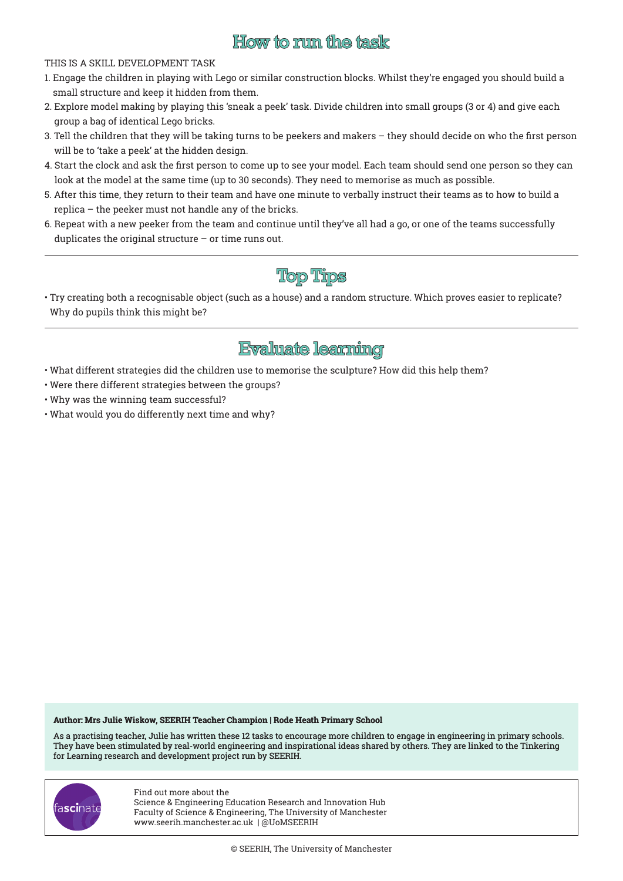## How to run the task

THIS IS A SKILL DEVELOPMENT TASK

1. Engage the children in playing with Lego or similar construction blocks. Whilst they're engaged you should build a small structure and keep it hidden from them.
2. Explore model making by playing this 'sneak a peek' task. Divide children into small groups (3 or 4) and give each group a bag of identical Lego bricks.
3. Tell the children that they will be taking turns to be peekers and makers – they should decide on who the first person will be to 'take a peek' at the hidden design.
4. Start the clock and ask the first person to come up to see your model. Each team should send one person so they can look at the model at the same time (up to 30 seconds). They need to memorise as much as possible.
5. After this time, they return to their team and have one minute to verbally instruct their teams as to how to build a replica – the peeker must not handle any of the bricks.
6. Repeat with a new peeker from the team and continue until they've all had a go, or one of the teams successfully duplicates the original structure – or time runs out.

## Top Tips

- Try creating both a recognisable object (such as a house) and a random structure. Which proves easier to replicate? Why do pupils think this might be?

## Evaluate learning

- What different strategies did the children use to memorise the sculpture? How did this help them?
- Were there different strategies between the groups?
- Why was the winning team successful?
- What would you do differently next time and why?

**Author: Mrs Julie Wiskow, SEERIH Teacher Champion | Rode Heath Primary School**

As a practising teacher, Julie has written these 12 tasks to encourage more children to engage in engineering in primary schools. They have been stimulated by real-world engineering and inspirational ideas shared by others. They are linked to the Tinkering for Learning research and development project run by SEERIH.

fascinate

Find out more about the
Science & Engineering Education Research and Innovation Hub
Faculty of Science & Engineering, The University of Manchester
www.seerih.manchester.ac.uk | @UoMSEERIH

© SEERIH, The University of Manchester